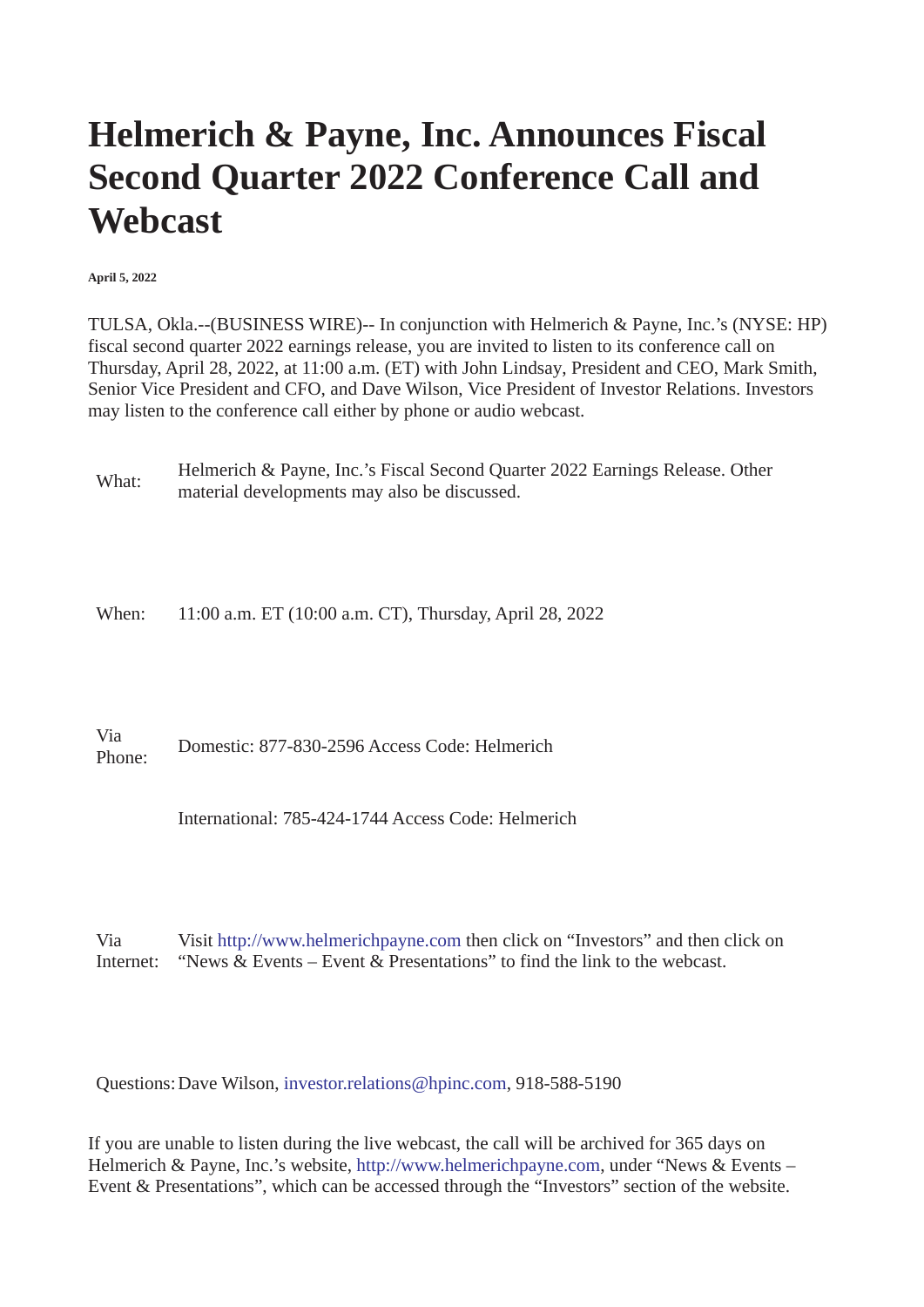# Helmerich & Payne, Inc. Announces Fiscal Second Quarter 2022 Conference Call and Webcast

**April 5, 2022**

TULSA, Okla.--(BUSINESS WIRE)-- In conjunction with Helmerich & Payne, Inc.'s (NYSE: HP) fiscal second quarter 2022 earnings release, you are invited to listen to its conference call on Thursday, April 28, 2022, at 11:00 a.m. (ET) with John Lindsay, President and CEO, Mark Smith, Senior Vice President and CFO, and Dave Wilson, Vice President of Investor Relations. Investors may listen to the conference call either by phone or audio webcast.

| | |
|---|---|
| What: | Helmerich & Payne, Inc.'s Fiscal Second Quarter 2022 Earnings Release. Other material developments may also be discussed. |
| When: | 11:00 a.m. ET (10:00 a.m. CT), Thursday, April 28, 2022 |
| Via Phone: | Domestic: 877-830-2596 Access Code: Helmerich |
| | International: 785-424-1744 Access Code: Helmerich |
| Via Internet: | Visit http://www.helmerichpayne.com then click on "Investors" and then click on "News & Events – Event & Presentations" to find the link to the webcast. |
| Questions: | Dave Wilson, investor.relations@hpinc.com, 918-588-5190 |

If you are unable to listen during the live webcast, the call will be archived for 365 days on Helmerich & Payne, Inc.'s website, http://www.helmerichpayne.com, under "News & Events – Event & Presentations", which can be accessed through the "Investors" section of the website.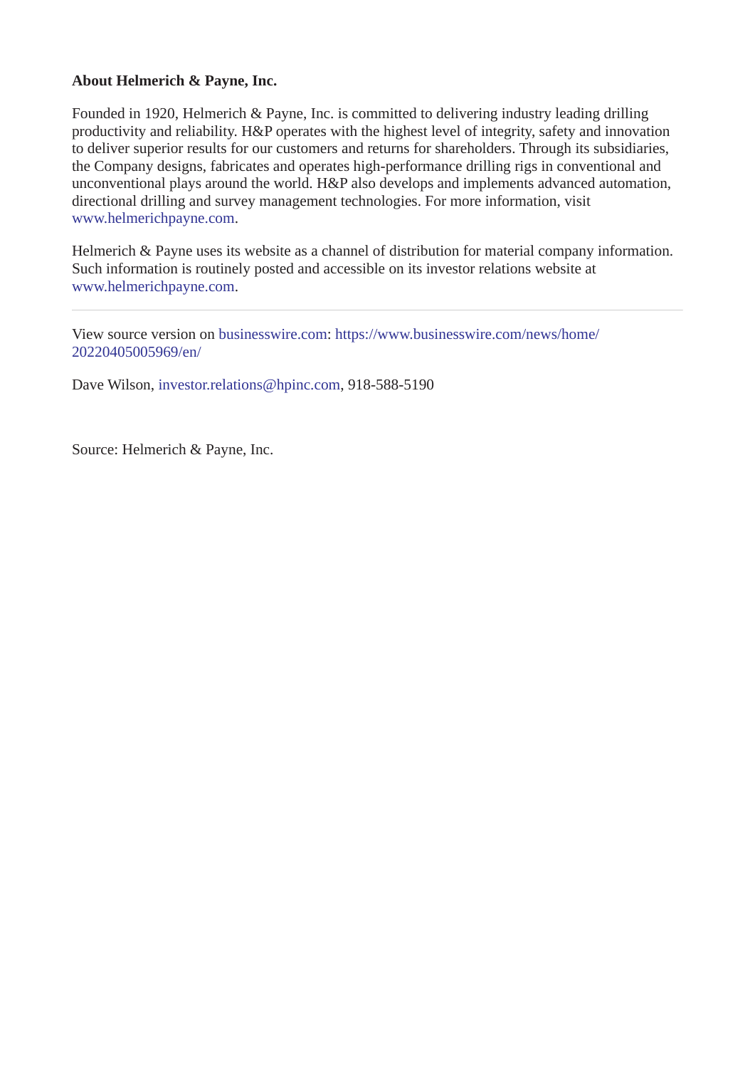**About Helmerich & Payne, Inc.**

Founded in 1920, Helmerich & Payne, Inc. is committed to delivering industry leading drilling productivity and reliability. H&P operates with the highest level of integrity, safety and innovation to deliver superior results for our customers and returns for shareholders. Through its subsidiaries, the Company designs, fabricates and operates high-performance drilling rigs in conventional and unconventional plays around the world. H&P also develops and implements advanced automation, directional drilling and survey management technologies. For more information, visit www.helmerichpayne.com.

Helmerich & Payne uses its website as a channel of distribution for material company information. Such information is routinely posted and accessible on its investor relations website at www.helmerichpayne.com.

---

View source version on businesswire.com: https://www.businesswire.com/news/home/20220405005969/en/

Dave Wilson, investor.relations@hpinc.com, 918-588-5190

Source: Helmerich & Payne, Inc.